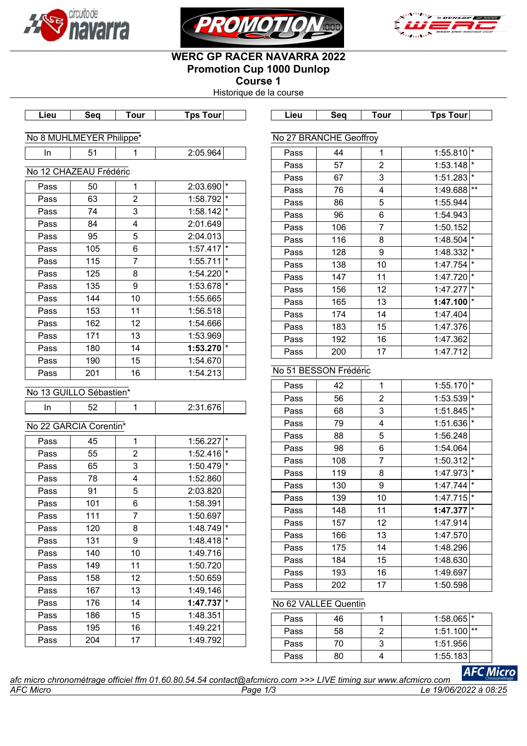# WERC GP RACER NAVARRA 2022

## Promotion Cup 1000 Dunlop

## Course 1

Historique de la course

### No 8 MUHLMEYER Philippe*

| Lieu | Seq | Tour | Tps Tour | |
|---|---|---|---|---|
| In | 51 | 1 | 2:05.964 | |

### No 12 CHAZEAU Frédéric

| Lieu | Seq | Tour | Tps Tour | |
|---|---|---|---|---|
| Pass | 50 | 1 | 2:03.690 | * |
| Pass | 63 | 2 | 1:58.792 | * |
| Pass | 74 | 3 | 1:58.142 | * |
| Pass | 84 | 4 | 2:01.649 | |
| Pass | 95 | 5 | 2:04.013 | |
| Pass | 105 | 6 | 1:57.417 | * |
| Pass | 115 | 7 | 1:55.711 | * |
| Pass | 125 | 8 | 1:54.220 | * |
| Pass | 135 | 9 | 1:53.678 | * |
| Pass | 144 | 10 | 1:55.665 | |
| Pass | 153 | 11 | 1:56.518 | |
| Pass | 162 | 12 | 1:54.666 | |
| Pass | 171 | 13 | 1:53.969 | |
| Pass | 180 | 14 | **1:53.270** | * |
| Pass | 190 | 15 | 1:54.670 | |
| Pass | 201 | 16 | 1:54.213 | |

### No 13 GUILLO Sébastien*

| Lieu | Seq | Tour | Tps Tour | |
|---|---|---|---|---|
| In | 52 | 1 | 2:31.676 | |

### No 22 GARCIA Corentin*

| Lieu | Seq | Tour | Tps Tour | |
|---|---|---|---|---|
| Pass | 45 | 1 | 1:56.227 | * |
| Pass | 55 | 2 | 1:52.416 | * |
| Pass | 65 | 3 | 1:50.479 | * |
| Pass | 78 | 4 | 1:52.860 | |
| Pass | 91 | 5 | 2:03.820 | |
| Pass | 101 | 6 | 1:58.391 | |
| Pass | 111 | 7 | 1:50.697 | |
| Pass | 120 | 8 | 1:48.749 | * |
| Pass | 131 | 9 | 1:48.418 | * |
| Pass | 140 | 10 | 1:49.716 | |
| Pass | 149 | 11 | 1:50.720 | |
| Pass | 158 | 12 | 1:50.659 | |
| Pass | 167 | 13 | 1:49.146 | |
| Pass | 176 | 14 | **1:47.737** | * |
| Pass | 186 | 15 | 1:48.351 | |
| Pass | 195 | 16 | 1:49.221 | |
| Pass | 204 | 17 | 1:49.792 | |

### No 27 BRANCHE Geoffroy

| Lieu | Seq | Tour | Tps Tour | |
|---|---|---|---|---|
| Pass | 44 | 1 | 1:55.810 | * |
| Pass | 57 | 2 | 1:53.148 | * |
| Pass | 67 | 3 | 1:51.283 | * |
| Pass | 76 | 4 | 1:49.688 | ** |
| Pass | 86 | 5 | 1:55.944 | |
| Pass | 96 | 6 | 1:54.943 | |
| Pass | 106 | 7 | 1:50.152 | |
| Pass | 116 | 8 | 1:48.504 | * |
| Pass | 128 | 9 | 1:48.332 | * |
| Pass | 138 | 10 | 1:47.754 | * |
| Pass | 147 | 11 | 1:47.720 | * |
| Pass | 156 | 12 | 1:47.277 | * |
| Pass | 165 | 13 | **1:47.100** | * |
| Pass | 174 | 14 | 1:47.404 | |
| Pass | 183 | 15 | 1:47.376 | |
| Pass | 192 | 16 | 1:47.362 | |
| Pass | 200 | 17 | 1:47.712 | |

### No 51 BESSON Frédéric

| Lieu | Seq | Tour | Tps Tour | |
|---|---|---|---|---|
| Pass | 42 | 1 | 1:55.170 | * |
| Pass | 56 | 2 | 1:53.539 | * |
| Pass | 68 | 3 | 1:51.845 | * |
| Pass | 79 | 4 | 1:51.636 | * |
| Pass | 88 | 5 | 1:56.248 | |
| Pass | 98 | 6 | 1:54.064 | |
| Pass | 108 | 7 | 1:50.312 | * |
| Pass | 119 | 8 | 1:47.973 | * |
| Pass | 130 | 9 | 1:47.744 | * |
| Pass | 139 | 10 | 1:47.715 | * |
| Pass | 148 | 11 | **1:47.377** | * |
| Pass | 157 | 12 | 1:47.914 | |
| Pass | 166 | 13 | 1:47.570 | |
| Pass | 175 | 14 | 1:48.296 | |
| Pass | 184 | 15 | 1:48.630 | |
| Pass | 193 | 16 | 1:49.697 | |
| Pass | 202 | 17 | 1:50.598 | |

### No 62 VALLEE Quentin

| Lieu | Seq | Tour | Tps Tour | |
|---|---|---|---|---|
| Pass | 46 | 1 | 1:58.065 | * |
| Pass | 58 | 2 | 1:51.100 | ** |
| Pass | 70 | 3 | 1:51.956 | |
| Pass | 80 | 4 | 1:55.183 | |

*afc micro chronométrage officiel ffm 01.60.80.54.54 contact@afcmicro.com >>> LIVE timing sur www.afcmicro.com*

*AFC Micro* — *Le 19/06/2022 à 08:25*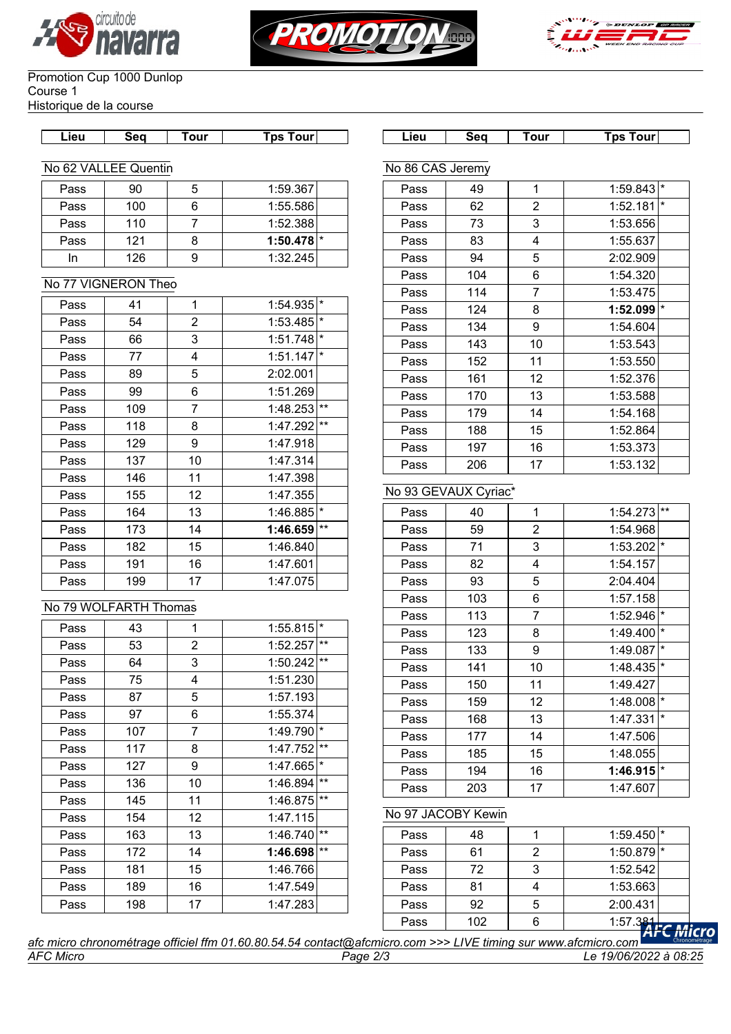Promotion Cup 1000 Dunlop
Course 1
Historique de la course

### No 62 VALLEE Quentin

| Lieu | Seq | Tour | Tps Tour | |
|---|---|---|---|---|
| Pass | 90 | 5 | 1:59.367 | |
| Pass | 100 | 6 | 1:55.586 | |
| Pass | 110 | 7 | 1:52.388 | |
| Pass | 121 | 8 | **1:50.478** | * |
| In | 126 | 9 | 1:32.245 | |

### No 77 VIGNERON Theo

| Lieu | Seq | Tour | Tps Tour | |
|---|---|---|---|---|
| Pass | 41 | 1 | 1:54.935 | * |
| Pass | 54 | 2 | 1:53.485 | * |
| Pass | 66 | 3 | 1:51.748 | * |
| Pass | 77 | 4 | 1:51.147 | * |
| Pass | 89 | 5 | 2:02.001 | |
| Pass | 99 | 6 | 1:51.269 | |
| Pass | 109 | 7 | 1:48.253 | ** |
| Pass | 118 | 8 | 1:47.292 | ** |
| Pass | 129 | 9 | 1:47.918 | |
| Pass | 137 | 10 | 1:47.314 | |
| Pass | 146 | 11 | 1:47.398 | |
| Pass | 155 | 12 | 1:47.355 | |
| Pass | 164 | 13 | 1:46.885 | * |
| Pass | 173 | 14 | **1:46.659** | ** |
| Pass | 182 | 15 | 1:46.840 | |
| Pass | 191 | 16 | 1:47.601 | |
| Pass | 199 | 17 | 1:47.075 | |

### No 79 WOLFARTH Thomas

| Lieu | Seq | Tour | Tps Tour | |
|---|---|---|---|---|
| Pass | 43 | 1 | 1:55.815 | * |
| Pass | 53 | 2 | 1:52.257 | ** |
| Pass | 64 | 3 | 1:50.242 | ** |
| Pass | 75 | 4 | 1:51.230 | |
| Pass | 87 | 5 | 1:57.193 | |
| Pass | 97 | 6 | 1:55.374 | |
| Pass | 107 | 7 | 1:49.790 | * |
| Pass | 117 | 8 | 1:47.752 | ** |
| Pass | 127 | 9 | 1:47.665 | * |
| Pass | 136 | 10 | 1:46.894 | ** |
| Pass | 145 | 11 | 1:46.875 | ** |
| Pass | 154 | 12 | 1:47.115 | |
| Pass | 163 | 13 | 1:46.740 | ** |
| Pass | 172 | 14 | **1:46.698** | ** |
| Pass | 181 | 15 | 1:46.766 | |
| Pass | 189 | 16 | 1:47.549 | |
| Pass | 198 | 17 | 1:47.283 | |

### No 86 CAS Jeremy

| Lieu | Seq | Tour | Tps Tour | |
|---|---|---|---|---|
| Pass | 49 | 1 | 1:59.843 | * |
| Pass | 62 | 2 | 1:52.181 | * |
| Pass | 73 | 3 | 1:53.656 | |
| Pass | 83 | 4 | 1:55.637 | |
| Pass | 94 | 5 | 2:02.909 | |
| Pass | 104 | 6 | 1:54.320 | |
| Pass | 114 | 7 | 1:53.475 | |
| Pass | 124 | 8 | **1:52.099** | * |
| Pass | 134 | 9 | 1:54.604 | |
| Pass | 143 | 10 | 1:53.543 | |
| Pass | 152 | 11 | 1:53.550 | |
| Pass | 161 | 12 | 1:52.376 | |
| Pass | 170 | 13 | 1:53.588 | |
| Pass | 179 | 14 | 1:54.168 | |
| Pass | 188 | 15 | 1:52.864 | |
| Pass | 197 | 16 | 1:53.373 | |
| Pass | 206 | 17 | 1:53.132 | |

### No 93 GEVAUX Cyriac*

| Lieu | Seq | Tour | Tps Tour | |
|---|---|---|---|---|
| Pass | 40 | 1 | 1:54.273 | ** |
| Pass | 59 | 2 | 1:54.968 | |
| Pass | 71 | 3 | 1:53.202 | * |
| Pass | 82 | 4 | 1:54.157 | |
| Pass | 93 | 5 | 2:04.404 | |
| Pass | 103 | 6 | 1:57.158 | |
| Pass | 113 | 7 | 1:52.946 | * |
| Pass | 123 | 8 | 1:49.400 | * |
| Pass | 133 | 9 | 1:49.087 | * |
| Pass | 141 | 10 | 1:48.435 | * |
| Pass | 150 | 11 | 1:49.427 | |
| Pass | 159 | 12 | 1:48.008 | * |
| Pass | 168 | 13 | 1:47.331 | * |
| Pass | 177 | 14 | 1:47.506 | |
| Pass | 185 | 15 | 1:48.055 | |
| Pass | 194 | 16 | **1:46.915** | * |
| Pass | 203 | 17 | 1:47.607 | |

### No 97 JACOBY Kewin

| Lieu | Seq | Tour | Tps Tour | |
|---|---|---|---|---|
| Pass | 48 | 1 | 1:59.450 | * |
| Pass | 61 | 2 | 1:50.879 | * |
| Pass | 72 | 3 | 1:52.542 | |
| Pass | 81 | 4 | 1:53.663 | |
| Pass | 92 | 5 | 2:00.431 | |
| Pass | 102 | 6 | 1:57.381 | |

*afc micro chronométrage officiel ffm 01.60.80.54.54 contact@afcmicro.com >>> LIVE timing sur www.afcmicro.com*

AFC Micro — Le 19/06/2022 à 08:25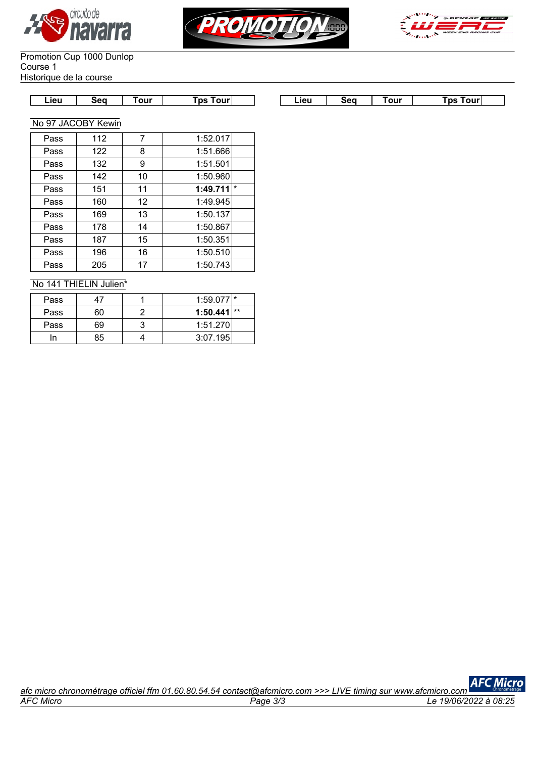Promotion Cup 1000 Dunlop
Course 1
Historique de la course

No 97 JACOBY Kewin

| Lieu | Seq | Tour | Tps Tour | |
|---|---|---|---|---|
| Pass | 112 | 7 | 1:52.017 | |
| Pass | 122 | 8 | 1:51.666 | |
| Pass | 132 | 9 | 1:51.501 | |
| Pass | 142 | 10 | 1:50.960 | |
| Pass | 151 | 11 | **1:49.711** | * |
| Pass | 160 | 12 | 1:49.945 | |
| Pass | 169 | 13 | 1:50.137 | |
| Pass | 178 | 14 | 1:50.867 | |
| Pass | 187 | 15 | 1:50.351 | |
| Pass | 196 | 16 | 1:50.510 | |
| Pass | 205 | 17 | 1:50.743 | |

No 141 THIELIN Julien*

| Lieu | Seq | Tour | Tps Tour | |
|---|---|---|---|---|
| Pass | 47 | 1 | 1:59.077 | * |
| Pass | 60 | 2 | **1:50.441** | ** |
| Pass | 69 | 3 | 1:51.270 | |
| In | 85 | 4 | 3:07.195 | |

*afc micro chronométrage officiel ffm 01.60.80.54.54 contact@afcmicro.com >>> LIVE timing sur www.afcmicro.com*

*AFC Micro* — *Le 19/06/2022 à 08:25*